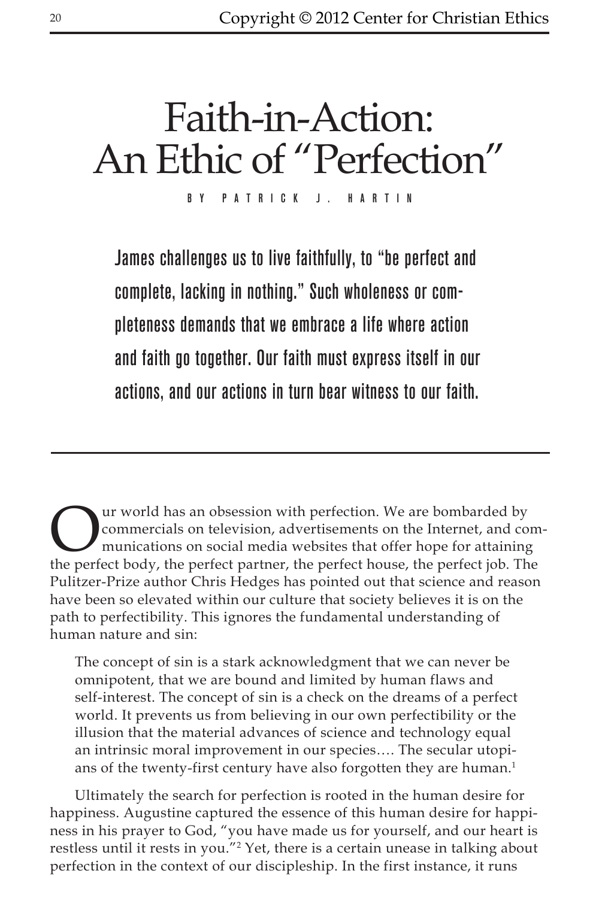# Faith-in-Action: An Ethic of "Perfection"

BY PATRICK J. HARTIN

**James challenges us to live faithfully, to "be perfect and complete, lacking in nothing." Such wholeness or completeness demands that we embrace a life where action and faith go together. Our faith must express itself in our actions, and our actions in turn bear witness to our faith.**

---

Our world has an obsession with perfection. We are bombarded by commercials on television, advertisements on the Internet, and communications on social media websites that offer hope for attaining the perfect body, the perfect partner, the perfect house, the perfect job. The Pulitzer-Prize author Chris Hedges has pointed out that science and reason have been so elevated within our culture that society believes it is on the path to perfectibility. This ignores the fundamental understanding of human nature and sin:

> The concept of sin is a stark acknowledgment that we can never be omnipotent, that we are bound and limited by human flaws and self-interest. The concept of sin is a check on the dreams of a perfect world. It prevents us from believing in our own perfectibility or the illusion that the material advances of science and technology equal an intrinsic moral improvement in our species.… The secular utopians of the twenty-first century have also forgotten they are human.[1]

Ultimately the search for perfection is rooted in the human desire for happiness. Augustine captured the essence of this human desire for happiness in his prayer to God, "you have made us for yourself, and our heart is restless until it rests in you."[2] Yet, there is a certain unease in talking about perfection in the context of our discipleship. In the first instance, it runs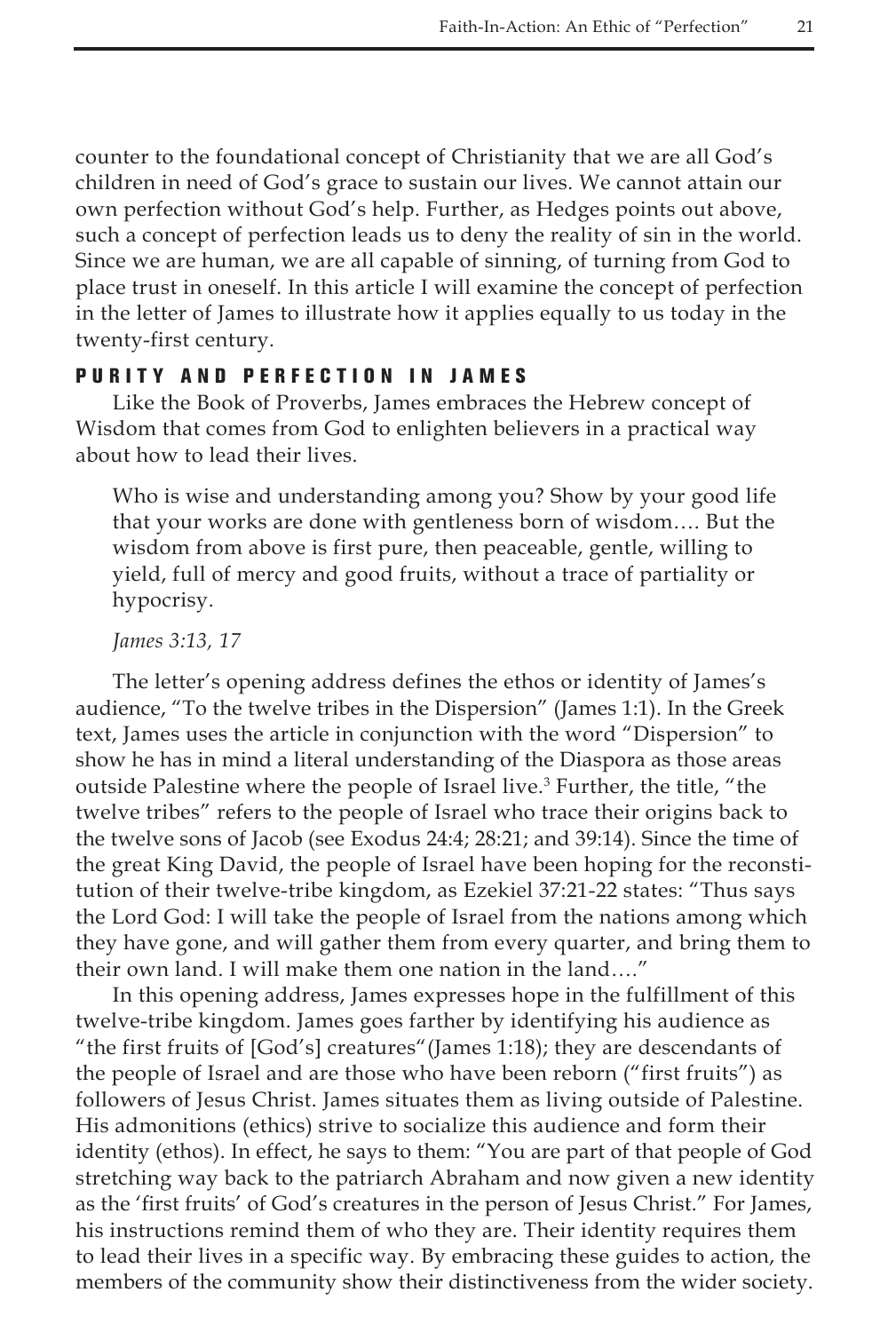counter to the foundational concept of Christianity that we are all God's children in need of God's grace to sustain our lives. We cannot attain our own perfection without God's help. Further, as Hedges points out above, such a concept of perfection leads us to deny the reality of sin in the world. Since we are human, we are all capable of sinning, of turning from God to place trust in oneself. In this article I will examine the concept of perfection in the letter of James to illustrate how it applies equally to us today in the twenty-first century.

## PURITY AND PERFECTION IN JAMES

Like the Book of Proverbs, James embraces the Hebrew concept of Wisdom that comes from God to enlighten believers in a practical way about how to lead their lives.

> Who is wise and understanding among you? Show by your good life that your works are done with gentleness born of wisdom.... But the wisdom from above is first pure, then peaceable, gentle, willing to yield, full of mercy and good fruits, without a trace of partiality or hypocrisy.
>
> *James 3:13, 17*

The letter's opening address defines the ethos or identity of James's audience, "To the twelve tribes in the Dispersion" (James 1:1). In the Greek text, James uses the article in conjunction with the word "Dispersion" to show he has in mind a literal understanding of the Diaspora as those areas outside Palestine where the people of Israel live.[3] Further, the title, "the twelve tribes" refers to the people of Israel who trace their origins back to the twelve sons of Jacob (see Exodus 24:4; 28:21; and 39:14). Since the time of the great King David, the people of Israel have been hoping for the reconstitution of their twelve-tribe kingdom, as Ezekiel 37:21-22 states: "Thus says the Lord God: I will take the people of Israel from the nations among which they have gone, and will gather them from every quarter, and bring them to their own land. I will make them one nation in the land...."

In this opening address, James expresses hope in the fulfillment of this twelve-tribe kingdom. James goes farther by identifying his audience as "the first fruits of [God's] creatures"(James 1:18); they are descendants of the people of Israel and are those who have been reborn ("first fruits") as followers of Jesus Christ. James situates them as living outside of Palestine. His admonitions (ethics) strive to socialize this audience and form their identity (ethos). In effect, he says to them: "You are part of that people of God stretching way back to the patriarch Abraham and now given a new identity as the 'first fruits' of God's creatures in the person of Jesus Christ." For James, his instructions remind them of who they are. Their identity requires them to lead their lives in a specific way. By embracing these guides to action, the members of the community show their distinctiveness from the wider society.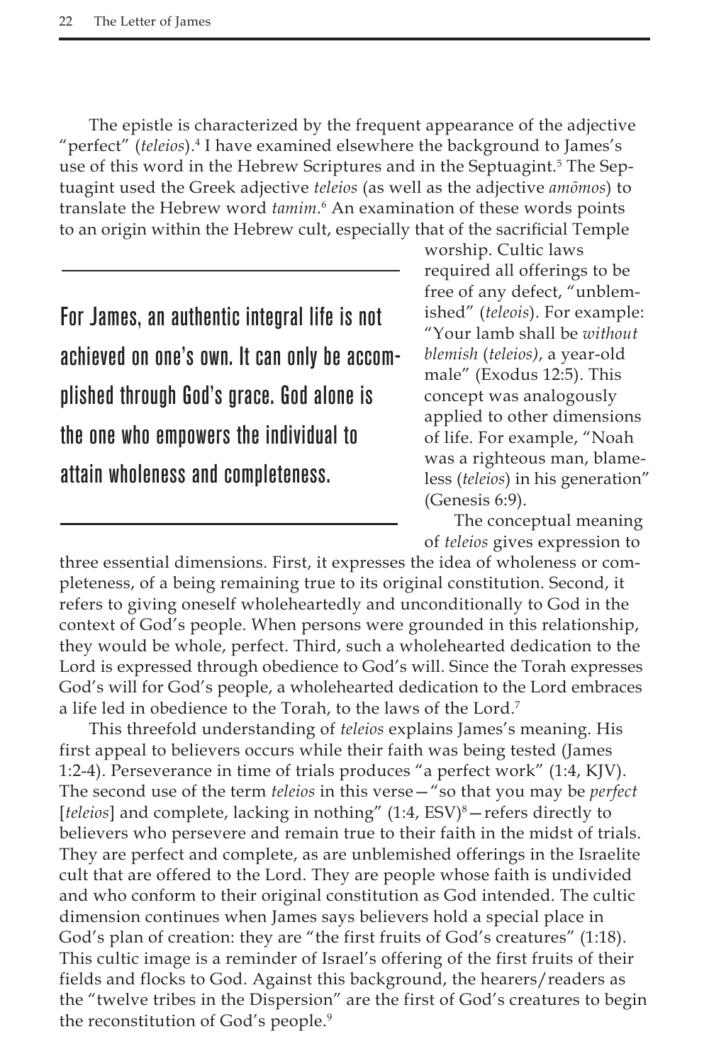The epistle is characterized by the frequent appearance of the adjective "perfect" (*teleios*).[4] I have examined elsewhere the background to James's use of this word in the Hebrew Scriptures and in the Septuagint.[5] The Septuagint used the Greek adjective *teleios* (as well as the adjective *amōmos*) to translate the Hebrew word *tamim*.[6] An examination of these words points to an origin within the Hebrew cult, especially that of the sacrificial Temple worship. Cultic laws required all offerings to be free of any defect, "unblemished" (*teleois*). For example: "Your lamb shall be *without blemish* (*teleios)*, a year-old male" (Exodus 12:5). This concept was analogously applied to other dimensions of life. For example, "Noah was a righteous man, blameless (*teleios*) in his generation" (Genesis 6:9).

> For James, an authentic integral life is not achieved on one's own. It can only be accomplished through God's grace. God alone is the one who empowers the individual to attain wholeness and completeness.

The conceptual meaning of *teleios* gives expression to three essential dimensions. First, it expresses the idea of wholeness or completeness, of a being remaining true to its original constitution. Second, it refers to giving oneself wholeheartedly and unconditionally to God in the context of God's people. When persons were grounded in this relationship, they would be whole, perfect. Third, such a wholehearted dedication to the Lord is expressed through obedience to God's will. Since the Torah expresses God's will for God's people, a wholehearted dedication to the Lord embraces a life led in obedience to the Torah, to the laws of the Lord.[7]

This threefold understanding of *teleios* explains James's meaning. His first appeal to believers occurs while their faith was being tested (James 1:2-4). Perseverance in time of trials produces "a perfect work" (1:4, KJV). The second use of the term *teleios* in this verse—"so that you may be *perfect* [*teleios*] and complete, lacking in nothing" (1:4, ESV)[8]—refers directly to believers who persevere and remain true to their faith in the midst of trials. They are perfect and complete, as are unblemished offerings in the Israelite cult that are offered to the Lord. They are people whose faith is undivided and who conform to their original constitution as God intended. The cultic dimension continues when James says believers hold a special place in God's plan of creation: they are "the first fruits of God's creatures" (1:18). This cultic image is a reminder of Israel's offering of the first fruits of their fields and flocks to God. Against this background, the hearers/readers as the "twelve tribes in the Dispersion" are the first of God's creatures to begin the reconstitution of God's people.[9]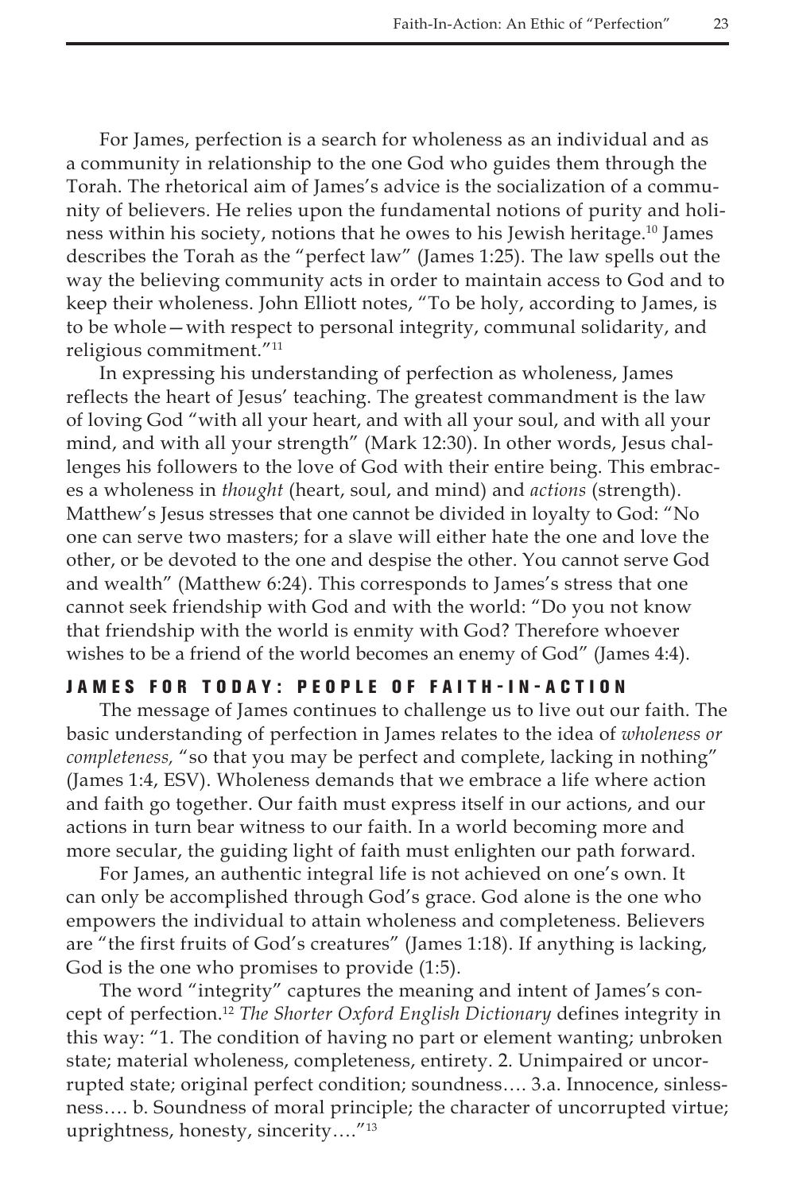For James, perfection is a search for wholeness as an individual and as a community in relationship to the one God who guides them through the Torah. The rhetorical aim of James's advice is the socialization of a community of believers. He relies upon the fundamental notions of purity and holiness within his society, notions that he owes to his Jewish heritage.[10] James describes the Torah as the "perfect law" (James 1:25). The law spells out the way the believing community acts in order to maintain access to God and to keep their wholeness. John Elliott notes, "To be holy, according to James, is to be whole—with respect to personal integrity, communal solidarity, and religious commitment."[11]

In expressing his understanding of perfection as wholeness, James reflects the heart of Jesus' teaching. The greatest commandment is the law of loving God "with all your heart, and with all your soul, and with all your mind, and with all your strength" (Mark 12:30). In other words, Jesus challenges his followers to the love of God with their entire being. This embraces a wholeness in *thought* (heart, soul, and mind) and *actions* (strength). Matthew's Jesus stresses that one cannot be divided in loyalty to God: "No one can serve two masters; for a slave will either hate the one and love the other, or be devoted to the one and despise the other. You cannot serve God and wealth" (Matthew 6:24). This corresponds to James's stress that one cannot seek friendship with God and with the world: "Do you not know that friendship with the world is enmity with God? Therefore whoever wishes to be a friend of the world becomes an enemy of God" (James 4:4).

## JAMES FOR TODAY: PEOPLE OF FAITH-IN-ACTION

The message of James continues to challenge us to live out our faith. The basic understanding of perfection in James relates to the idea of *wholeness or completeness,* "so that you may be perfect and complete, lacking in nothing" (James 1:4, ESV). Wholeness demands that we embrace a life where action and faith go together. Our faith must express itself in our actions, and our actions in turn bear witness to our faith. In a world becoming more and more secular, the guiding light of faith must enlighten our path forward.

For James, an authentic integral life is not achieved on one's own. It can only be accomplished through God's grace. God alone is the one who empowers the individual to attain wholeness and completeness. Believers are "the first fruits of God's creatures" (James 1:18). If anything is lacking, God is the one who promises to provide (1:5).

The word "integrity" captures the meaning and intent of James's concept of perfection.[12] *The Shorter Oxford English Dictionary* defines integrity in this way: "1. The condition of having no part or element wanting; unbroken state; material wholeness, completeness, entirety. 2. Unimpaired or uncorrupted state; original perfect condition; soundness…. 3.a. Innocence, sinlessness…. b. Soundness of moral principle; the character of uncorrupted virtue; uprightness, honesty, sincerity…."[13]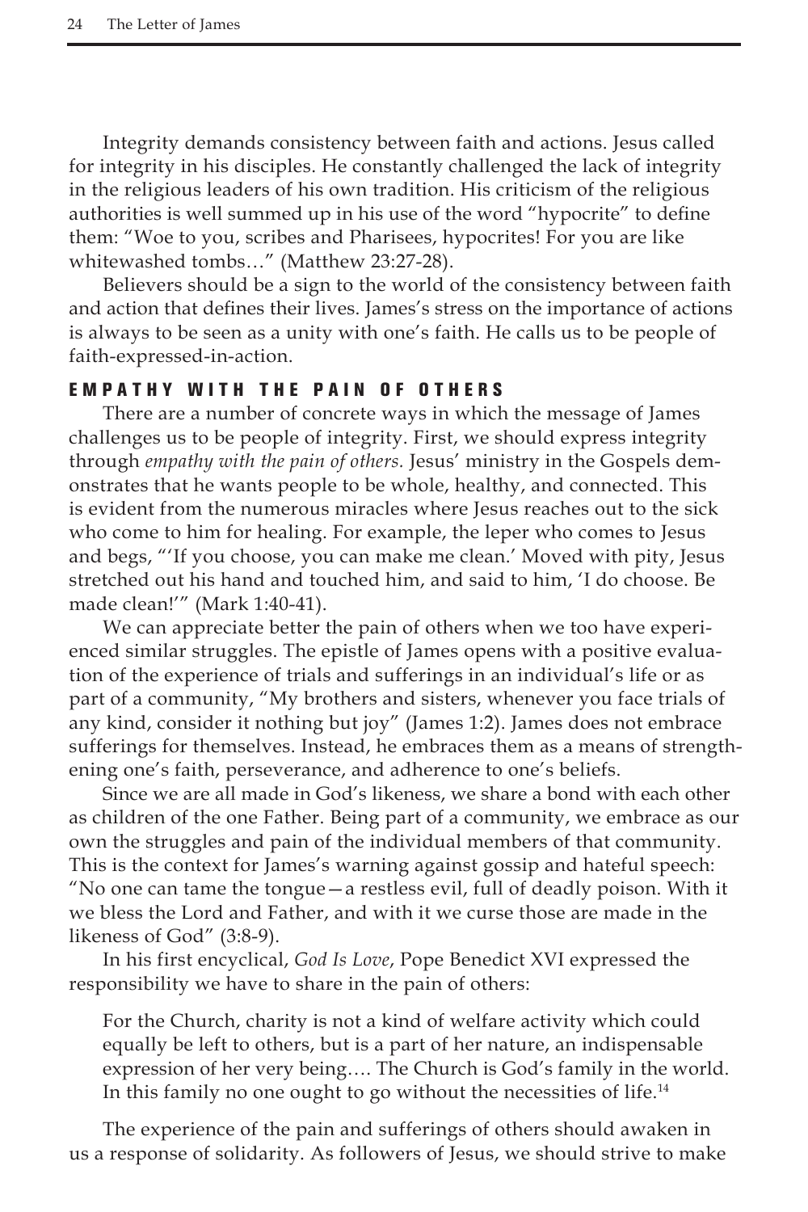Integrity demands consistency between faith and actions. Jesus called for integrity in his disciples. He constantly challenged the lack of integrity in the religious leaders of his own tradition. His criticism of the religious authorities is well summed up in his use of the word "hypocrite" to define them: "Woe to you, scribes and Pharisees, hypocrites! For you are like whitewashed tombs…" (Matthew 23:27-28).

Believers should be a sign to the world of the consistency between faith and action that defines their lives. James's stress on the importance of actions is always to be seen as a unity with one's faith. He calls us to be people of faith-expressed-in-action.

## EMPATHY WITH THE PAIN OF OTHERS

There are a number of concrete ways in which the message of James challenges us to be people of integrity. First, we should express integrity through *empathy with the pain of others.* Jesus' ministry in the Gospels demonstrates that he wants people to be whole, healthy, and connected. This is evident from the numerous miracles where Jesus reaches out to the sick who come to him for healing. For example, the leper who comes to Jesus and begs, "'If you choose, you can make me clean.' Moved with pity, Jesus stretched out his hand and touched him, and said to him, 'I do choose. Be made clean!'" (Mark 1:40-41).

We can appreciate better the pain of others when we too have experienced similar struggles. The epistle of James opens with a positive evaluation of the experience of trials and sufferings in an individual's life or as part of a community, "My brothers and sisters, whenever you face trials of any kind, consider it nothing but joy" (James 1:2). James does not embrace sufferings for themselves. Instead, he embraces them as a means of strengthening one's faith, perseverance, and adherence to one's beliefs.

Since we are all made in God's likeness, we share a bond with each other as children of the one Father. Being part of a community, we embrace as our own the struggles and pain of the individual members of that community. This is the context for James's warning against gossip and hateful speech: "No one can tame the tongue—a restless evil, full of deadly poison. With it we bless the Lord and Father, and with it we curse those are made in the likeness of God" (3:8-9).

In his first encyclical, *God Is Love*, Pope Benedict XVI expressed the responsibility we have to share in the pain of others:

> For the Church, charity is not a kind of welfare activity which could equally be left to others, but is a part of her nature, an indispensable expression of her very being…. The Church is God's family in the world. In this family no one ought to go without the necessities of life.[14]

The experience of the pain and sufferings of others should awaken in us a response of solidarity. As followers of Jesus, we should strive to make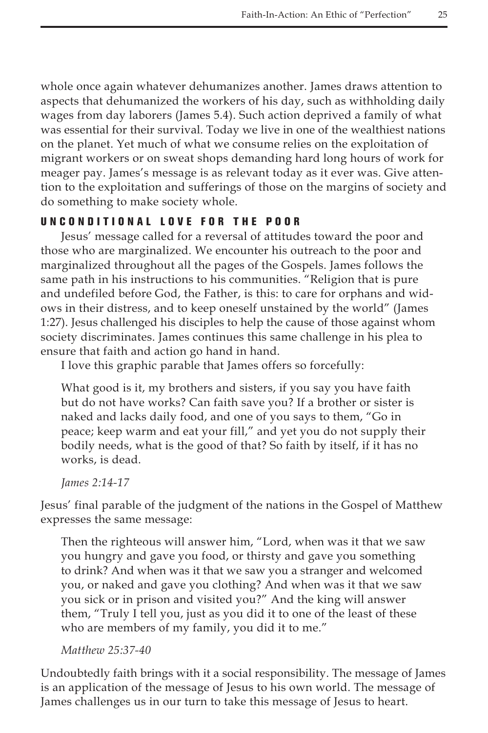whole once again whatever dehumanizes another. James draws attention to aspects that dehumanized the workers of his day, such as withholding daily wages from day laborers (James 5.4). Such action deprived a family of what was essential for their survival. Today we live in one of the wealthiest nations on the planet. Yet much of what we consume relies on the exploitation of migrant workers or on sweat shops demanding hard long hours of work for meager pay. James's message is as relevant today as it ever was. Give attention to the exploitation and sufferings of those on the margins of society and do something to make society whole.

## UNCONDITIONAL LOVE FOR THE POOR

Jesus' message called for a reversal of attitudes toward the poor and those who are marginalized. We encounter his outreach to the poor and marginalized throughout all the pages of the Gospels. James follows the same path in his instructions to his communities. "Religion that is pure and undefiled before God, the Father, is this: to care for orphans and widows in their distress, and to keep oneself unstained by the world" (James 1:27). Jesus challenged his disciples to help the cause of those against whom society discriminates. James continues this same challenge in his plea to ensure that faith and action go hand in hand.

I love this graphic parable that James offers so forcefully:

> What good is it, my brothers and sisters, if you say you have faith but do not have works? Can faith save you? If a brother or sister is naked and lacks daily food, and one of you says to them, "Go in peace; keep warm and eat your fill," and yet you do not supply their bodily needs, what is the good of that? So faith by itself, if it has no works, is dead.
>
> *James 2:14-17*

Jesus' final parable of the judgment of the nations in the Gospel of Matthew expresses the same message:

> Then the righteous will answer him, "Lord, when was it that we saw you hungry and gave you food, or thirsty and gave you something to drink? And when was it that we saw you a stranger and welcomed you, or naked and gave you clothing? And when was it that we saw you sick or in prison and visited you?" And the king will answer them, "Truly I tell you, just as you did it to one of the least of these who are members of my family, you did it to me."
>
> *Matthew 25:37-40*

Undoubtedly faith brings with it a social responsibility. The message of James is an application of the message of Jesus to his own world. The message of James challenges us in our turn to take this message of Jesus to heart.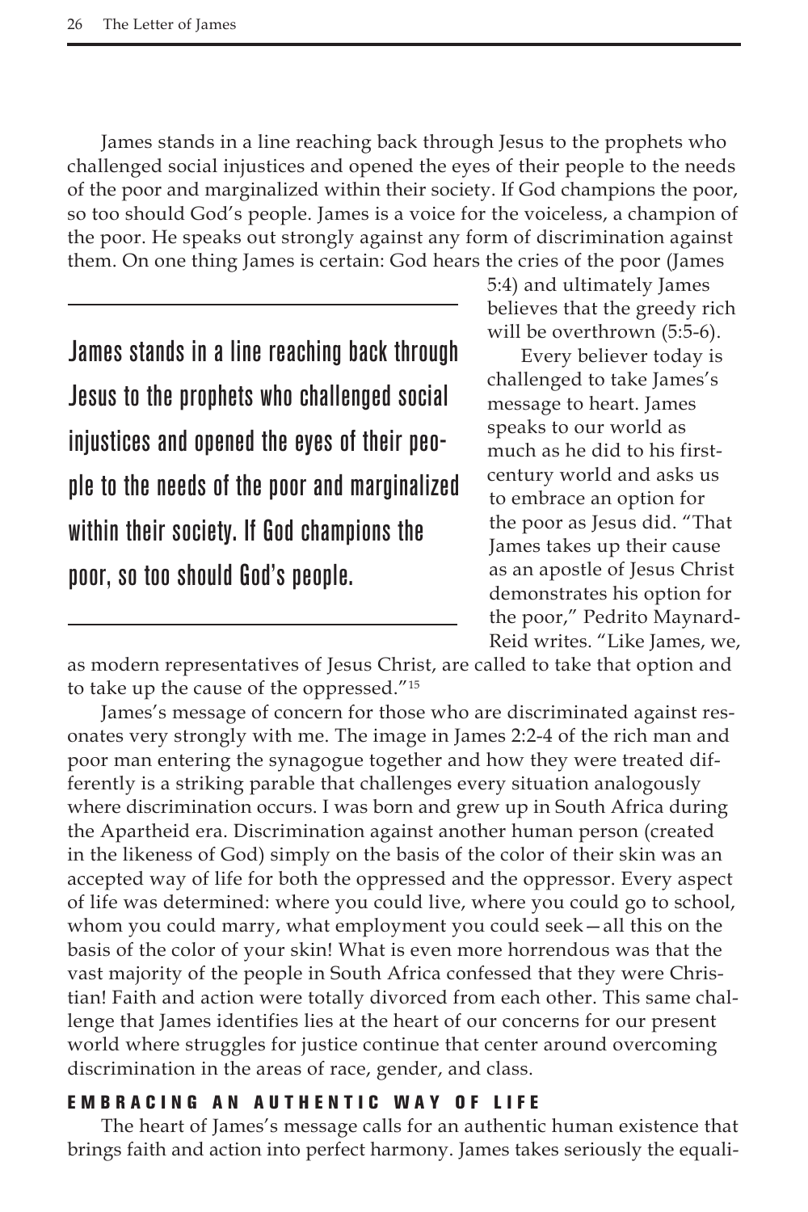James stands in a line reaching back through Jesus to the prophets who challenged social injustices and opened the eyes of their people to the needs of the poor and marginalized within their society. If God champions the poor, so too should God's people. James is a voice for the voiceless, a champion of the poor. He speaks out strongly against any form of discrimination against them. On one thing James is certain: God hears the cries of the poor (James 5:4) and ultimately James believes that the greedy rich will be overthrown (5:5-6).

> James stands in a line reaching back through Jesus to the prophets who challenged social injustices and opened the eyes of their people to the needs of the poor and marginalized within their society. If God champions the poor, so too should God's people.

Every believer today is challenged to take James's message to heart. James speaks to our world as much as he did to his first-century world and asks us to embrace an option for the poor as Jesus did. "That James takes up their cause as an apostle of Jesus Christ demonstrates his option for the poor," Pedrito Maynard-Reid writes. "Like James, we, as modern representatives of Jesus Christ, are called to take that option and to take up the cause of the oppressed."[15]

James's message of concern for those who are discriminated against resonates very strongly with me. The image in James 2:2-4 of the rich man and poor man entering the synagogue together and how they were treated differently is a striking parable that challenges every situation analogously where discrimination occurs. I was born and grew up in South Africa during the Apartheid era. Discrimination against another human person (created in the likeness of God) simply on the basis of the color of their skin was an accepted way of life for both the oppressed and the oppressor. Every aspect of life was determined: where you could live, where you could go to school, whom you could marry, what employment you could seek—all this on the basis of the color of your skin! What is even more horrendous was that the vast majority of the people in South Africa confessed that they were Christian! Faith and action were totally divorced from each other. This same challenge that James identifies lies at the heart of our concerns for our present world where struggles for justice continue that center around overcoming discrimination in the areas of race, gender, and class.

## EMBRACING AN AUTHENTIC WAY OF LIFE

The heart of James's message calls for an authentic human existence that brings faith and action into perfect harmony. James takes seriously the equali-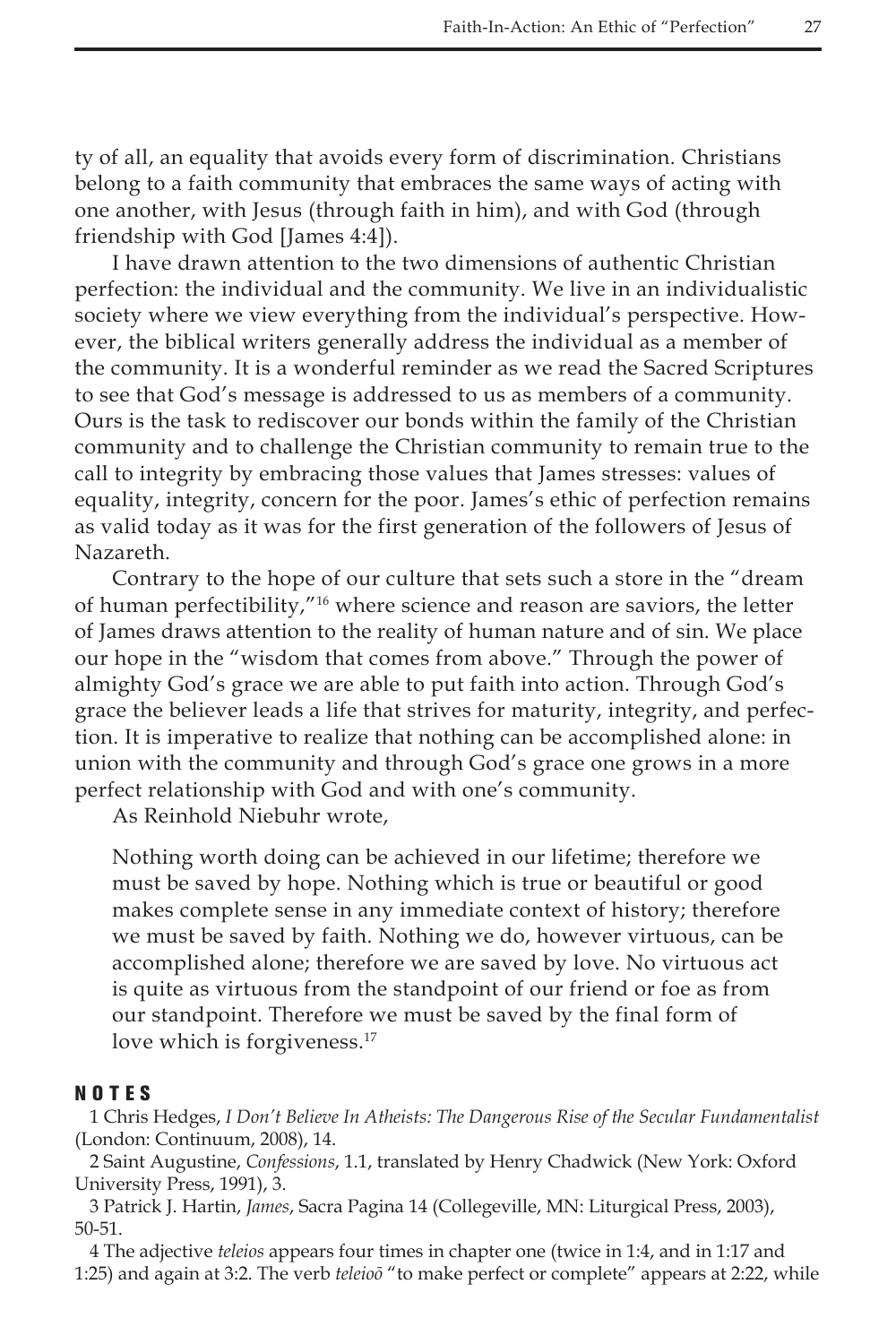ty of all, an equality that avoids every form of discrimination. Christians belong to a faith community that embraces the same ways of acting with one another, with Jesus (through faith in him), and with God (through friendship with God [James 4:4]).

I have drawn attention to the two dimensions of authentic Christian perfection: the individual and the community. We live in an individualistic society where we view everything from the individual's perspective. However, the biblical writers generally address the individual as a member of the community. It is a wonderful reminder as we read the Sacred Scriptures to see that God's message is addressed to us as members of a community. Ours is the task to rediscover our bonds within the family of the Christian community and to challenge the Christian community to remain true to the call to integrity by embracing those values that James stresses: values of equality, integrity, concern for the poor. James's ethic of perfection remains as valid today as it was for the first generation of the followers of Jesus of Nazareth.

Contrary to the hope of our culture that sets such a store in the "dream of human perfectibility,"[16] where science and reason are saviors, the letter of James draws attention to the reality of human nature and of sin. We place our hope in the "wisdom that comes from above." Through the power of almighty God's grace we are able to put faith into action. Through God's grace the believer leads a life that strives for maturity, integrity, and perfection. It is imperative to realize that nothing can be accomplished alone: in union with the community and through God's grace one grows in a more perfect relationship with God and with one's community.

As Reinhold Niebuhr wrote,

> Nothing worth doing can be achieved in our lifetime; therefore we must be saved by hope. Nothing which is true or beautiful or good makes complete sense in any immediate context of history; therefore we must be saved by faith. Nothing we do, however virtuous, can be accomplished alone; therefore we are saved by love. No virtuous act is quite as virtuous from the standpoint of our friend or foe as from our standpoint. Therefore we must be saved by the final form of love which is forgiveness.[17]

## NOTES

1 Chris Hedges, *I Don't Believe In Atheists: The Dangerous Rise of the Secular Fundamentalist* (London: Continuum, 2008), 14.

2 Saint Augustine, *Confessions*, 1.1, translated by Henry Chadwick (New York: Oxford University Press, 1991), 3.

3 Patrick J. Hartin, *James*, Sacra Pagina 14 (Collegeville, MN: Liturgical Press, 2003), 50-51.

4 The adjective *teleios* appears four times in chapter one (twice in 1:4, and in 1:17 and 1:25) and again at 3:2. The verb *teleioō* "to make perfect or complete" appears at 2:22, while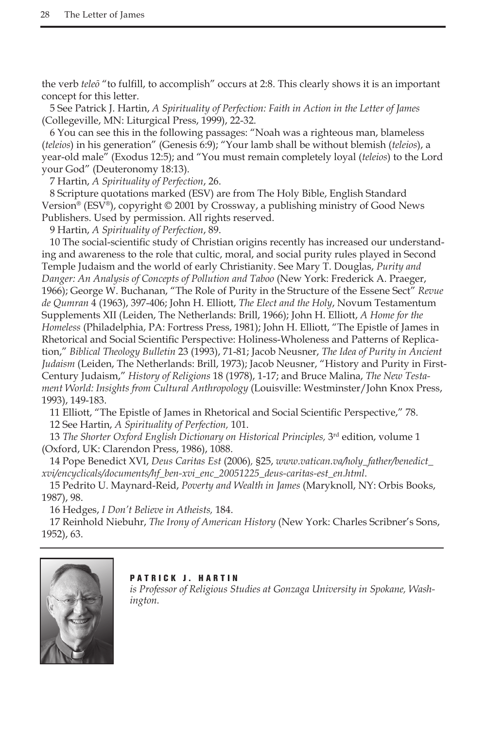the verb *teleō* "to fulfill, to accomplish" occurs at 2:8. This clearly shows it is an important concept for this letter.

5 See Patrick J. Hartin, *A Spirituality of Perfection: Faith in Action in the Letter of James* (Collegeville, MN: Liturgical Press, 1999), 22-32.

6 You can see this in the following passages: "Noah was a righteous man, blameless (*teleios*) in his generation" (Genesis 6:9); "Your lamb shall be without blemish (*teleios*), a year-old male" (Exodus 12:5); and "You must remain completely loyal (*teleios*) to the Lord your God" (Deuteronomy 18:13).

7 Hartin, *A Spirituality of Perfection*, 26.

8 Scripture quotations marked (ESV) are from The Holy Bible, English Standard Version® (ESV®), copyright © 2001 by Crossway, a publishing ministry of Good News Publishers. Used by permission. All rights reserved.

9 Hartin, *A Spirituality of Perfection*, 89.

10 The social-scientific study of Christian origins recently has increased our understanding and awareness to the role that cultic, moral, and social purity rules played in Second Temple Judaism and the world of early Christianity. See Mary T. Douglas, *Purity and Danger: An Analysis of Concepts of Pollution and Taboo* (New York: Frederick A. Praeger, 1966); George W. Buchanan, "The Role of Purity in the Structure of the Essene Sect" *Revue de Qumran* 4 (1963), 397-406; John H. Elliott, *The Elect and the Holy*, Novum Testamentum Supplements XII (Leiden, The Netherlands: Brill, 1966); John H. Elliott, *A Home for the Homeless* (Philadelphia, PA: Fortress Press, 1981); John H. Elliott, "The Epistle of James in Rhetorical and Social Scientific Perspective: Holiness-Wholeness and Patterns of Replication," *Biblical Theology Bulletin* 23 (1993), 71-81; Jacob Neusner, *The Idea of Purity in Ancient Judaism* (Leiden, The Netherlands: Brill, 1973); Jacob Neusner, "History and Purity in First-Century Judaism," *History of Religions* 18 (1978), 1-17; and Bruce Malina, *The New Testament World: Insights from Cultural Anthropology* (Louisville: Westminster/John Knox Press, 1993), 149-183.

11 Elliott, "The Epistle of James in Rhetorical and Social Scientific Perspective," 78.

12 See Hartin, *A Spirituality of Perfection,* 101.

13 *The Shorter Oxford English Dictionary on Historical Principles,* 3rd edition, volume 1 (Oxford, UK: Clarendon Press, 1986), 1088.

14 Pope Benedict XVI, *Deus Caritas Est* (2006), §25, *www.vatican.va/holy_father/benedict_xvi/encyclicals/documents/hf_ben-xvi_enc_20051225_deus-caritas-est_en.html*.

15 Pedrito U. Maynard-Reid, *Poverty and Wealth in James* (Maryknoll, NY: Orbis Books, 1987), 98.

16 Hedges, *I Don't Believe in Atheists,* 184.

17 Reinhold Niebuhr, *The Irony of American History* (New York: Charles Scribner's Sons, 1952), 63.

**PATRICK J. HARTIN**
*is Professor of Religious Studies at Gonzaga University in Spokane, Washington.*